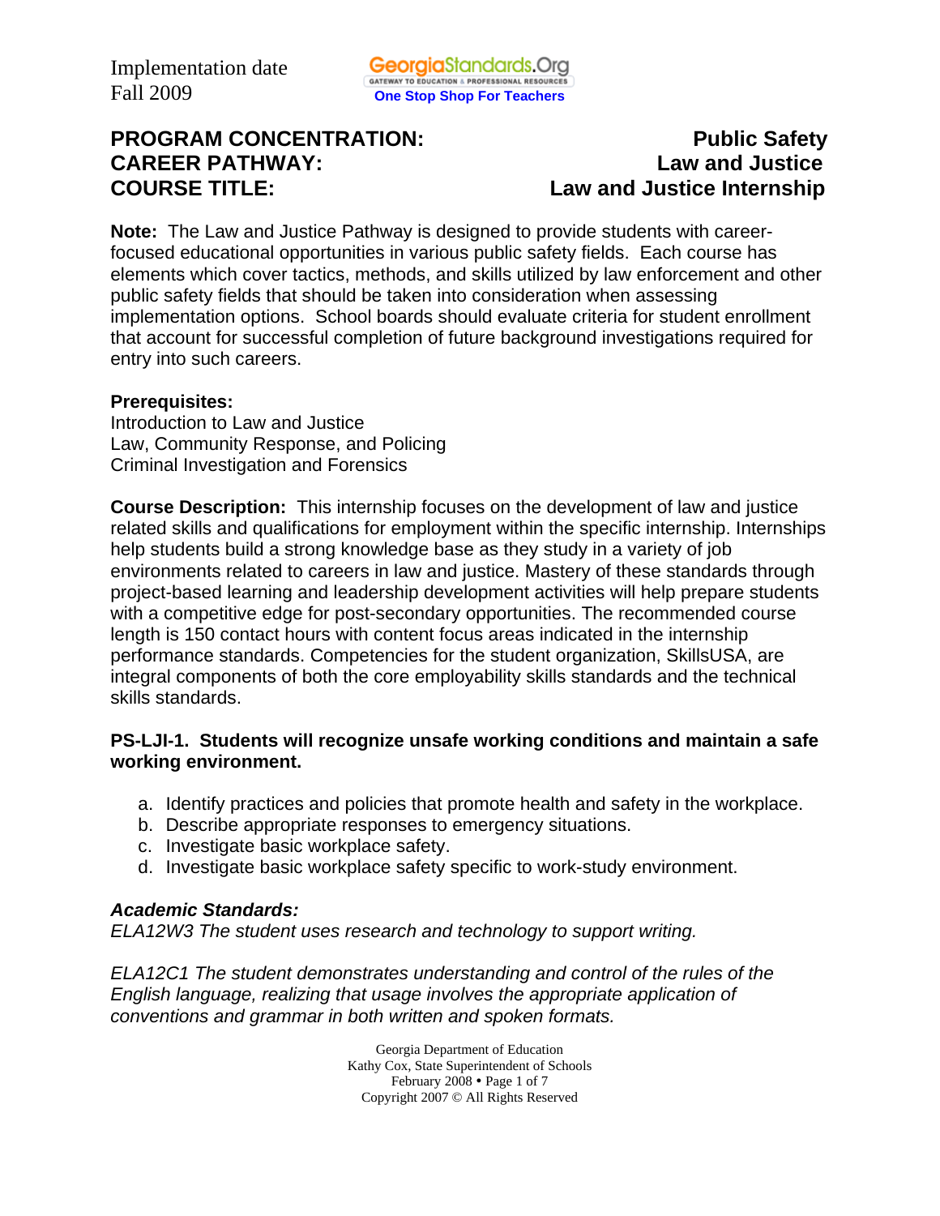Implementation date
Fall 2009

GeorgiaStandards.Org
GATEWAY TO EDUCATION & PROFESSIONAL RESOURCES
One Stop Shop For Teachers

**PROGRAM CONCENTRATION:** **Public Safety**
**CAREER PATHWAY:** **Law and Justice**
**COURSE TITLE:** **Law and Justice Internship**

**Note:** The Law and Justice Pathway is designed to provide students with career-focused educational opportunities in various public safety fields. Each course has elements which cover tactics, methods, and skills utilized by law enforcement and other public safety fields that should be taken into consideration when assessing implementation options. School boards should evaluate criteria for student enrollment that account for successful completion of future background investigations required for entry into such careers.

**Prerequisites:**
Introduction to Law and Justice
Law, Community Response, and Policing
Criminal Investigation and Forensics

**Course Description:** This internship focuses on the development of law and justice related skills and qualifications for employment within the specific internship. Internships help students build a strong knowledge base as they study in a variety of job environments related to careers in law and justice. Mastery of these standards through project-based learning and leadership development activities will help prepare students with a competitive edge for post-secondary opportunities. The recommended course length is 150 contact hours with content focus areas indicated in the internship performance standards. Competencies for the student organization, SkillsUSA, are integral components of both the core employability skills standards and the technical skills standards.

**PS-LJI-1. Students will recognize unsafe working conditions and maintain a safe working environment.**

a. Identify practices and policies that promote health and safety in the workplace.
b. Describe appropriate responses to emergency situations.
c. Investigate basic workplace safety.
d. Investigate basic workplace safety specific to work-study environment.

***Academic Standards:***
*ELA12W3 The student uses research and technology to support writing.*

*ELA12C1 The student demonstrates understanding and control of the rules of the English language, realizing that usage involves the appropriate application of conventions and grammar in both written and spoken formats.*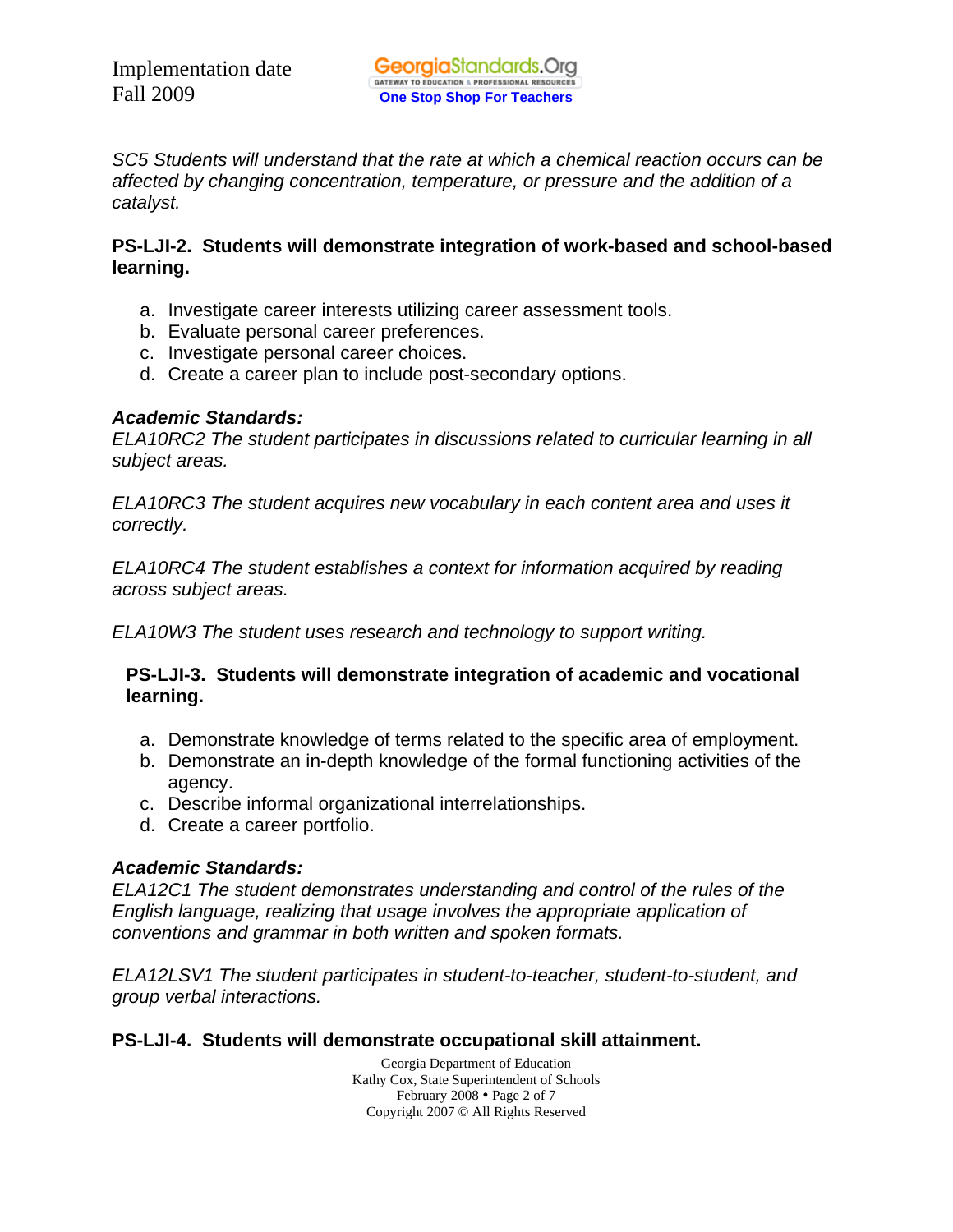*SC5 Students will understand that the rate at which a chemical reaction occurs can be affected by changing concentration, temperature, or pressure and the addition of a catalyst.*

**PS-LJI-2. Students will demonstrate integration of work-based and school-based learning.**

a. Investigate career interests utilizing career assessment tools.
b. Evaluate personal career preferences.
c. Investigate personal career choices.
d. Create a career plan to include post-secondary options.

***Academic Standards:***
*ELA10RC2 The student participates in discussions related to curricular learning in all subject areas.*

*ELA10RC3 The student acquires new vocabulary in each content area and uses it correctly.*

*ELA10RC4 The student establishes a context for information acquired by reading across subject areas.*

*ELA10W3 The student uses research and technology to support writing.*

**PS-LJI-3. Students will demonstrate integration of academic and vocational learning.**

a. Demonstrate knowledge of terms related to the specific area of employment.
b. Demonstrate an in-depth knowledge of the formal functioning activities of the agency.
c. Describe informal organizational interrelationships.
d. Create a career portfolio.

***Academic Standards:***
*ELA12C1 The student demonstrates understanding and control of the rules of the English language, realizing that usage involves the appropriate application of conventions and grammar in both written and spoken formats.*

*ELA12LSV1 The student participates in student-to-teacher, student-to-student, and group verbal interactions.*

**PS-LJI-4. Students will demonstrate occupational skill attainment.**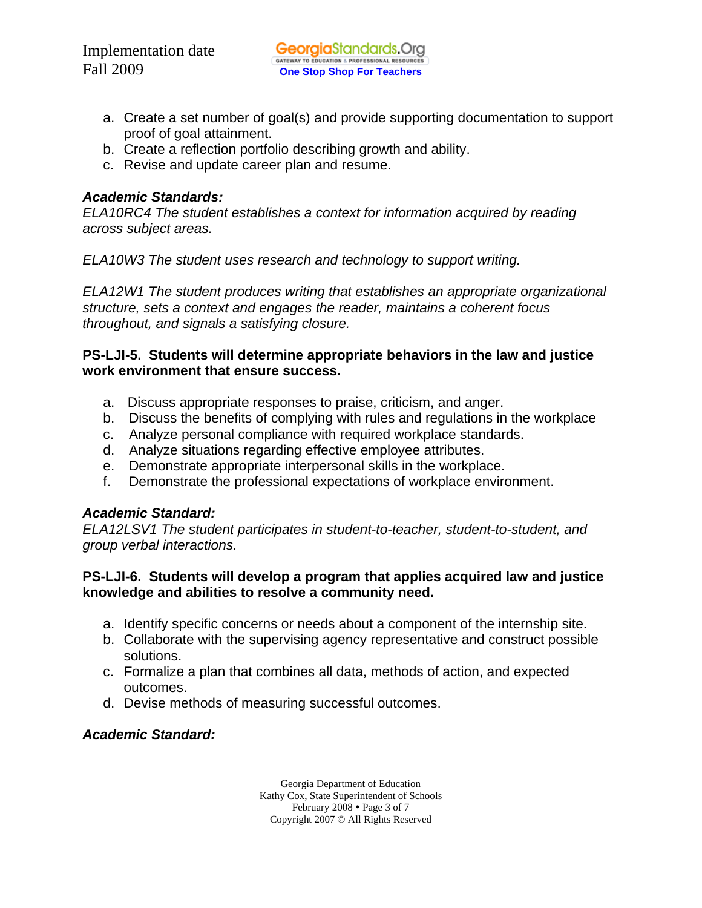a. Create a set number of goal(s) and provide supporting documentation to support proof of goal attainment.
b. Create a reflection portfolio describing growth and ability.
c. Revise and update career plan and resume.

***Academic Standards:***
*ELA10RC4 The student establishes a context for information acquired by reading across subject areas.*

*ELA10W3 The student uses research and technology to support writing.*

*ELA12W1 The student produces writing that establishes an appropriate organizational structure, sets a context and engages the reader, maintains a coherent focus throughout, and signals a satisfying closure.*

**PS-LJI-5. Students will determine appropriate behaviors in the law and justice work environment that ensure success.**

a. Discuss appropriate responses to praise, criticism, and anger.
b. Discuss the benefits of complying with rules and regulations in the workplace
c. Analyze personal compliance with required workplace standards.
d. Analyze situations regarding effective employee attributes.
e. Demonstrate appropriate interpersonal skills in the workplace.
f. Demonstrate the professional expectations of workplace environment.

***Academic Standard:***
*ELA12LSV1 The student participates in student-to-teacher, student-to-student, and group verbal interactions.*

**PS-LJI-6. Students will develop a program that applies acquired law and justice knowledge and abilities to resolve a community need.**

a. Identify specific concerns or needs about a component of the internship site.
b. Collaborate with the supervising agency representative and construct possible solutions.
c. Formalize a plan that combines all data, methods of action, and expected outcomes.
d. Devise methods of measuring successful outcomes.

***Academic Standard:***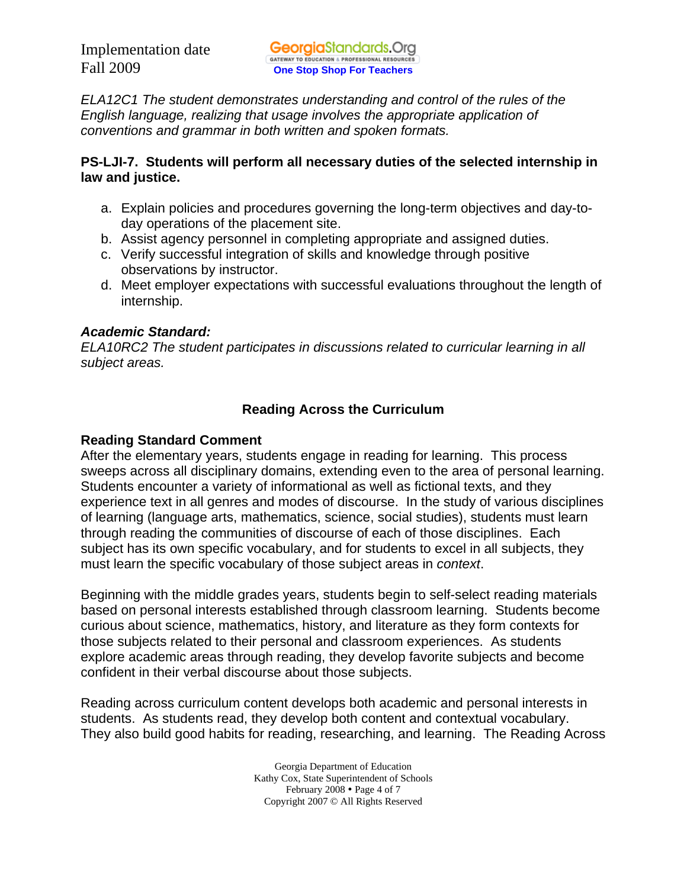*ELA12C1 The student demonstrates understanding and control of the rules of the English language, realizing that usage involves the appropriate application of conventions and grammar in both written and spoken formats.*

**PS-LJI-7. Students will perform all necessary duties of the selected internship in law and justice.**

a. Explain policies and procedures governing the long-term objectives and day-to-day operations of the placement site.
b. Assist agency personnel in completing appropriate and assigned duties.
c. Verify successful integration of skills and knowledge through positive observations by instructor.
d. Meet employer expectations with successful evaluations throughout the length of internship.

***Academic Standard:***
*ELA10RC2 The student participates in discussions related to curricular learning in all subject areas.*

## Reading Across the Curriculum

**Reading Standard Comment**
After the elementary years, students engage in reading for learning. This process sweeps across all disciplinary domains, extending even to the area of personal learning. Students encounter a variety of informational as well as fictional texts, and they experience text in all genres and modes of discourse. In the study of various disciplines of learning (language arts, mathematics, science, social studies), students must learn through reading the communities of discourse of each of those disciplines. Each subject has its own specific vocabulary, and for students to excel in all subjects, they must learn the specific vocabulary of those subject areas in *context*.

Beginning with the middle grades years, students begin to self-select reading materials based on personal interests established through classroom learning. Students become curious about science, mathematics, history, and literature as they form contexts for those subjects related to their personal and classroom experiences. As students explore academic areas through reading, they develop favorite subjects and become confident in their verbal discourse about those subjects.

Reading across curriculum content develops both academic and personal interests in students. As students read, they develop both content and contextual vocabulary. They also build good habits for reading, researching, and learning. The Reading Across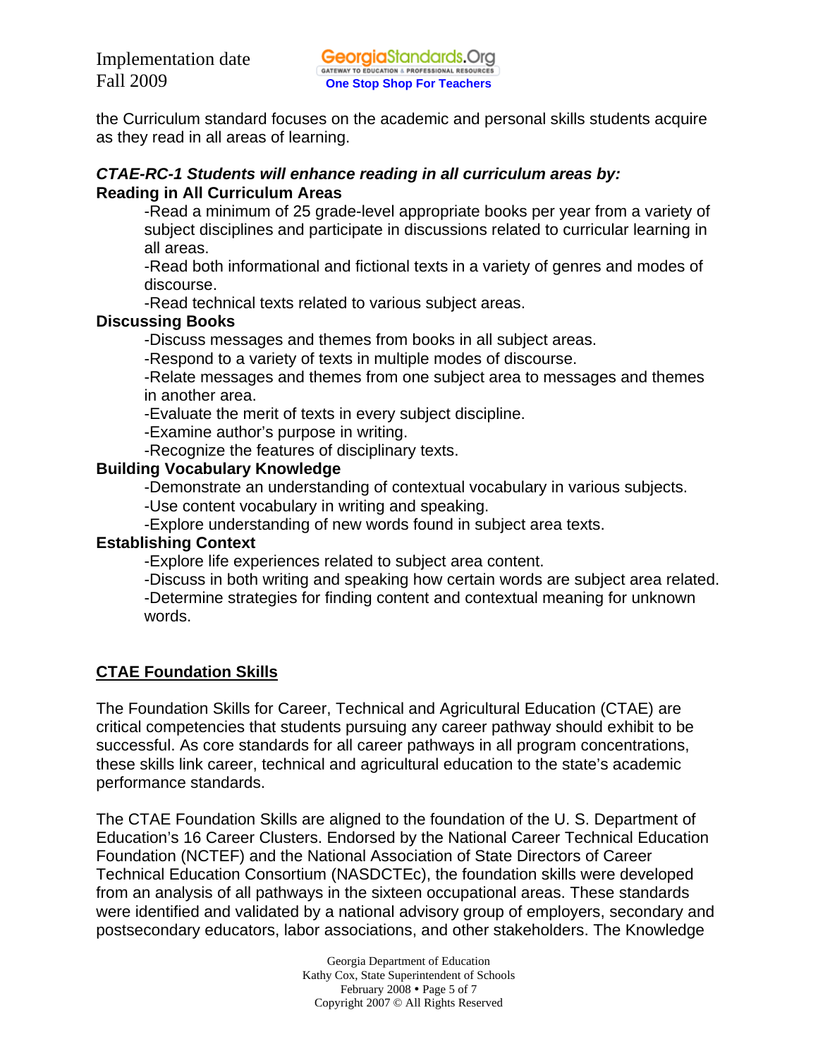the Curriculum standard focuses on the academic and personal skills students acquire as they read in all areas of learning.

***CTAE-RC-1 Students will enhance reading in all curriculum areas by:***
**Reading in All Curriculum Areas**

-Read a minimum of 25 grade-level appropriate books per year from a variety of subject disciplines and participate in discussions related to curricular learning in all areas.
-Read both informational and fictional texts in a variety of genres and modes of discourse.
-Read technical texts related to various subject areas.

**Discussing Books**

-Discuss messages and themes from books in all subject areas.
-Respond to a variety of texts in multiple modes of discourse.
-Relate messages and themes from one subject area to messages and themes in another area.
-Evaluate the merit of texts in every subject discipline.
-Examine author's purpose in writing.
-Recognize the features of disciplinary texts.

**Building Vocabulary Knowledge**

-Demonstrate an understanding of contextual vocabulary in various subjects.
-Use content vocabulary in writing and speaking.
-Explore understanding of new words found in subject area texts.

**Establishing Context**

-Explore life experiences related to subject area content.
-Discuss in both writing and speaking how certain words are subject area related.
-Determine strategies for finding content and contextual meaning for unknown words.

## CTAE Foundation Skills

The Foundation Skills for Career, Technical and Agricultural Education (CTAE) are critical competencies that students pursuing any career pathway should exhibit to be successful. As core standards for all career pathways in all program concentrations, these skills link career, technical and agricultural education to the state's academic performance standards.

The CTAE Foundation Skills are aligned to the foundation of the U. S. Department of Education's 16 Career Clusters. Endorsed by the National Career Technical Education Foundation (NCTEF) and the National Association of State Directors of Career Technical Education Consortium (NASDCTEc), the foundation skills were developed from an analysis of all pathways in the sixteen occupational areas. These standards were identified and validated by a national advisory group of employers, secondary and postsecondary educators, labor associations, and other stakeholders. The Knowledge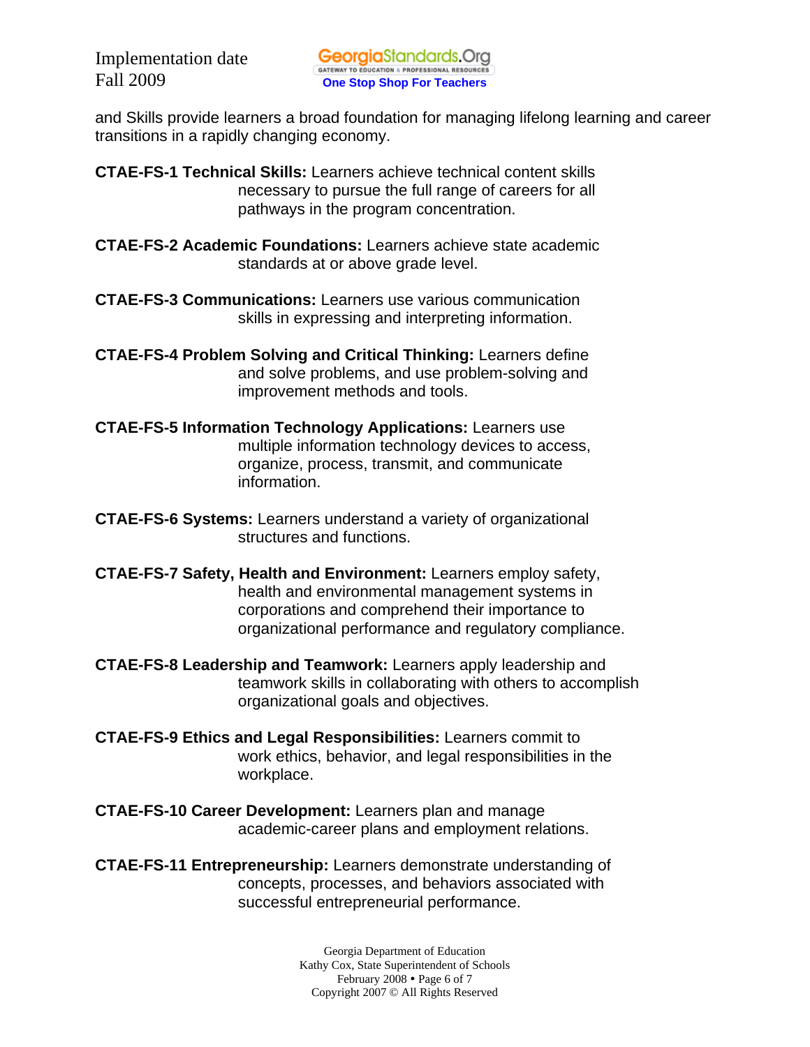and Skills provide learners a broad foundation for managing lifelong learning and career transitions in a rapidly changing economy.

**CTAE-FS-1 Technical Skills:** Learners achieve technical content skills necessary to pursue the full range of careers for all pathways in the program concentration.

**CTAE-FS-2 Academic Foundations:** Learners achieve state academic standards at or above grade level.

**CTAE-FS-3 Communications:** Learners use various communication skills in expressing and interpreting information.

**CTAE-FS-4 Problem Solving and Critical Thinking:** Learners define and solve problems, and use problem-solving and improvement methods and tools.

**CTAE-FS-5 Information Technology Applications:** Learners use multiple information technology devices to access, organize, process, transmit, and communicate information.

**CTAE-FS-6 Systems:** Learners understand a variety of organizational structures and functions.

**CTAE-FS-7 Safety, Health and Environment:** Learners employ safety, health and environmental management systems in corporations and comprehend their importance to organizational performance and regulatory compliance.

**CTAE-FS-8 Leadership and Teamwork:** Learners apply leadership and teamwork skills in collaborating with others to accomplish organizational goals and objectives.

**CTAE-FS-9 Ethics and Legal Responsibilities:** Learners commit to work ethics, behavior, and legal responsibilities in the workplace.

**CTAE-FS-10 Career Development:** Learners plan and manage academic-career plans and employment relations.

**CTAE-FS-11 Entrepreneurship:** Learners demonstrate understanding of concepts, processes, and behaviors associated with successful entrepreneurial performance.